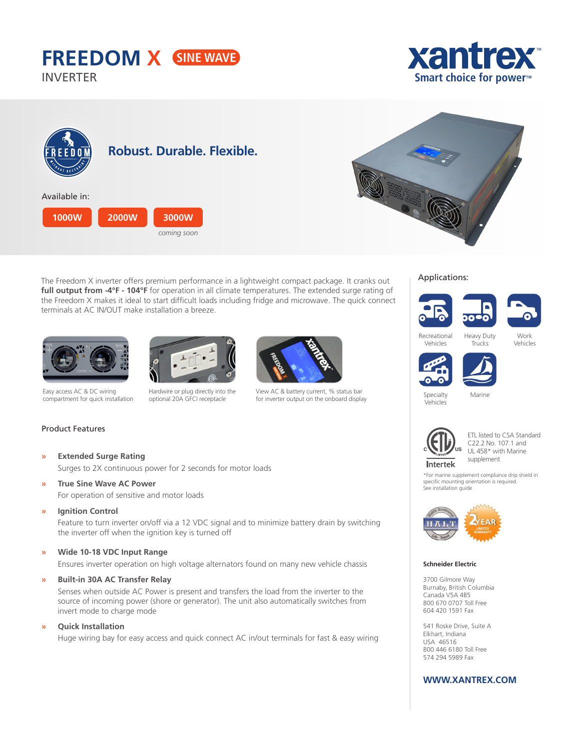# FREEDOM X SINE WAVE

## INVERTER

xantrex
Smart choice for power™

## Robust. Durable. Flexible.

Available in:

1000W | 2000W | 3000W *coming soon*

The Freedom X inverter offers premium performance in a lightweight compact package. It cranks out **full output from -4°F - 104°F** for operation in all climate temperatures. The extended surge rating of the Freedom X makes it ideal to start difficult loads including fridge and microwave. The quick connect terminals at AC IN/OUT make installation a breeze.

Easy access AC & DC wiring compartment for quick installation

Hardwire or plug directly into the optional 20A GFCI receptacle

View AC & battery current, % status bar for inverter output on the onboard display

### Product Features

» **Extended Surge Rating**
Surges to 2X continuous power for 2 seconds for motor loads

» **True Sine Wave AC Power**
For operation of sensitive and motor loads

» **Ignition Control**
Feature to turn inverter on/off via a 12 VDC signal and to minimize battery drain by switching the inverter off when the ignition key is turned off

» **Wide 10-18 VDC Input Range**
Ensures inverter operation on high voltage alternators found on many new vehicle chassis

» **Built-in 30A AC Transfer Relay**
Senses when outside AC Power is present and transfers the load from the inverter to the source of incoming power (shore or generator). The unit also automatically switches from invert mode to charge mode

» **Quick Installation**
Huge wiring bay for easy access and quick connect AC in/out terminals for fast & easy wiring

### Applications:

- Recreational Vehicles
- Heavy Duty Trucks
- Work Vehicles
- Specialty Vehicles
- Marine

ETL listed to CSA Standard C22.2 No. 107.1 and UL 458* with Marine supplement

*For marine supplement compliance drip shield in specific mounting orientation is required. See installation guide

HALT Life Tested — 2 YEAR LIMITED WARRANTY

**Schneider Electric**

3700 Gilmore Way
Burnaby, British Columbia
Canada V5A 4B5
800 670 0707 Toll Free
604 420 1591 Fax

541 Roske Drive, Suite A
Elkhart, Indiana
USA 46516
800 446 6180 Toll Free
574 294 5989 Fax

**WWW.XANTREX.COM**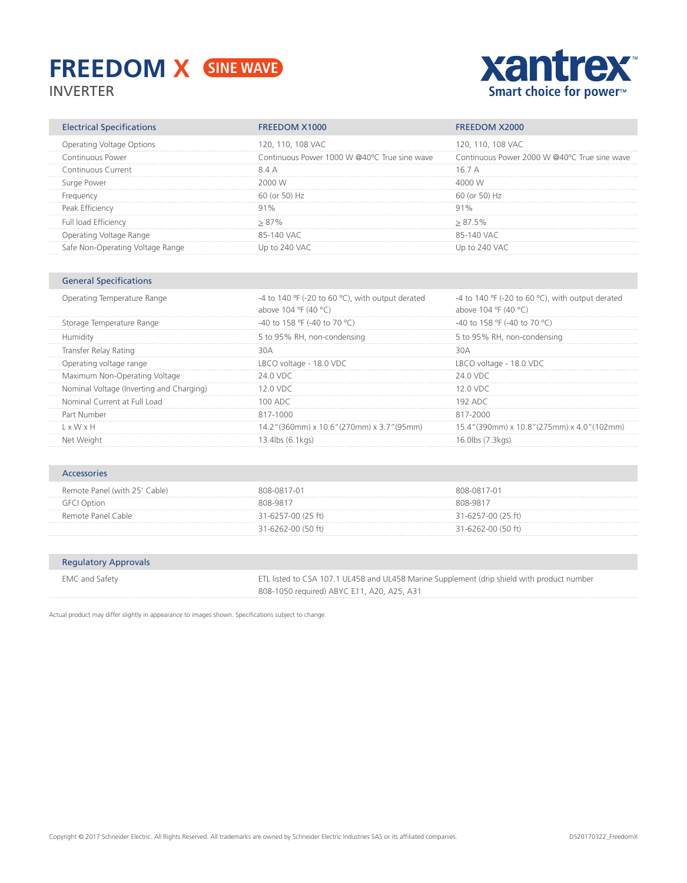# FREEDOM X SINE WAVE

INVERTER

xantrex
Smart choice for power™

| Electrical Specifications | FREEDOM X1000 | FREEDOM X2000 |
|---|---|---|
| Operating Voltage Options | 120, 110, 108 VAC | 120, 110, 108 VAC |
| Continuous Power | Continuous Power 1000 W @40ºC True sine wave | Continuous Power 2000 W @40ºC True sine wave |
| Continuous Current | 8.4 A | 16.7 A |
| Surge Power | 2000 W | 4000 W |
| Frequency | 60 (or 50) Hz | 60 (or 50) Hz |
| Peak Efficiency | 91% | 91% |
| Full load Efficiency | ≥ 87% | ≥ 87.5% |
| Operating Voltage Range | 85-140 VAC | 85-140 VAC |
| Safe Non-Operating Voltage Range | Up to 240 VAC | Up to 240 VAC |

| General Specifications | | |
|---|---|---|
| Operating Temperature Range | -4 to 140 ºF (-20 to 60 ºC), with output derated above 104 ºF (40 ºC) | -4 to 140 ºF (-20 to 60 ºC), with output derated above 104 ºF (40 ºC) |
| Storage Temperature Range | -40 to 158 ºF (-40 to 70 ºC) | -40 to 158 ºF (-40 to 70 ºC) |
| Humidity | 5 to 95% RH, non-condensing | 5 to 95% RH, non-condensing |
| Transfer Relay Rating | 30A | 30A |
| Operating voltage range | LBCO voltage - 18.0 VDC | LBCO voltage - 18.0 VDC |
| Maximum Non-Operating Voltage | 24.0 VDC | 24.0 VDC |
| Nominal Voltage (Inverting and Charging) | 12.0 VDC | 12.0 VDC |
| Nominal Current at Full Load | 100 ADC | 192 ADC |
| Part Number | 817-1000 | 817-2000 |
| L x W x H | 14.2"(360mm) x 10.6"(270mm) x 3.7"(95mm) | 15.4"(390mm) x 10.8"(275mm) x 4.0"(102mm) |
| Net Weight | 13.4lbs (6.1kgs) | 16.0lbs (7.3kgs) |

| Accessories | | |
|---|---|---|
| Remote Panel (with 25' Cable) | 808-0817-01 | 808-0817-01 |
| GFCI Option | 808-9817 | 808-9817 |
| Remote Panel Cable | 31-6257-00 (25 ft) | 31-6257-00 (25 ft) |
| | 31-6262-00 (50 ft) | 31-6262-00 (50 ft) |

| Regulatory Approvals | |
|---|---|
| EMC and Safety | ETL listed to CSA 107.1 UL458 and UL458 Marine Supplement (drip shield with product number 808-1050 required) ABYC E11, A20, A25, A31 |

Actual product may differ slightly in appearance to images shown. Specifications subject to change.

Copyright © 2017 Schneider Electric. All Rights Reserved. All trademarks are owned by Schneider Electric Industries SAS or its affiliated companies.

DS20170322_FreedomX